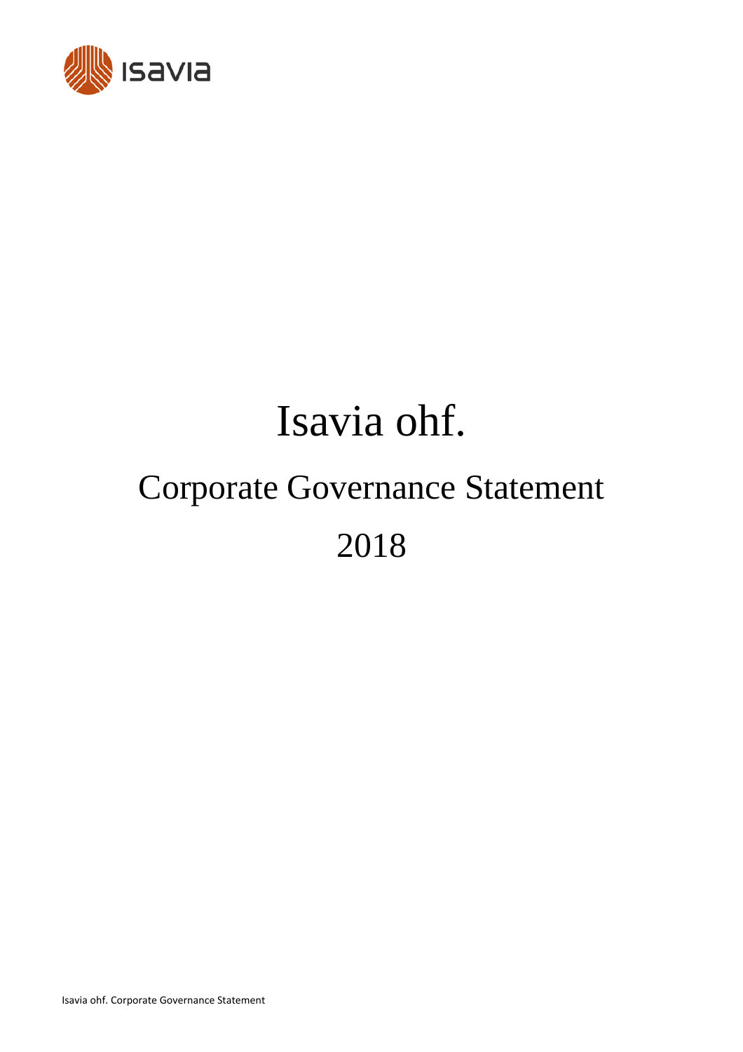# Isavia ohf.

## Corporate Governance Statement

## 2018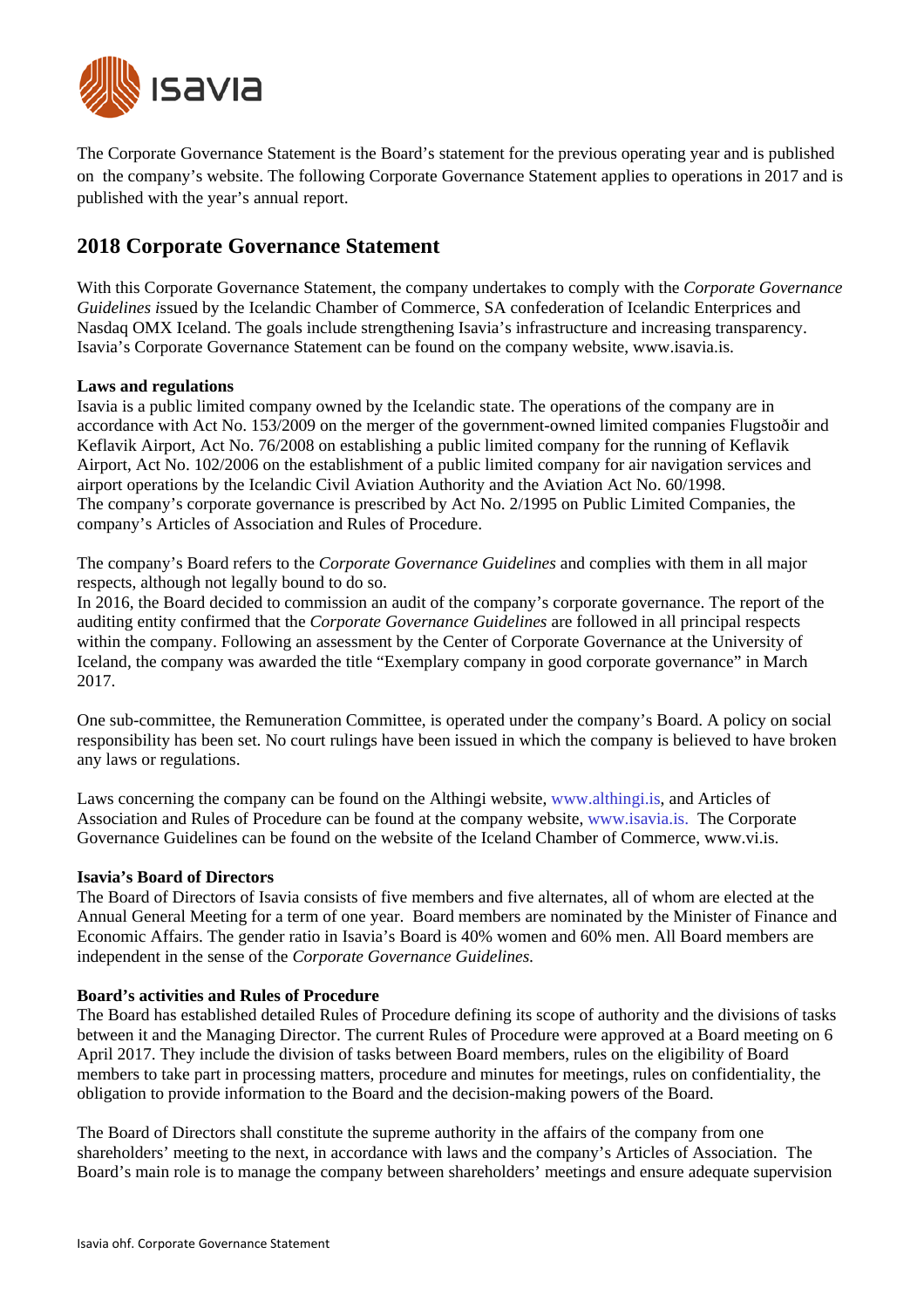The Corporate Governance Statement is the Board's statement for the previous operating year and is published on the company's website. The following Corporate Governance Statement applies to operations in 2017 and is published with the year's annual report.

## 2018 Corporate Governance Statement

With this Corporate Governance Statement, the company undertakes to comply with the *Corporate Governance Guidelines* issued by the Icelandic Chamber of Commerce, SA confederation of Icelandic Enterprices and Nasdaq OMX Iceland. The goals include strengthening Isavia's infrastructure and increasing transparency. Isavia's Corporate Governance Statement can be found on the company website, www.isavia.is.

**Laws and regulations**

Isavia is a public limited company owned by the Icelandic state. The operations of the company are in accordance with Act No. 153/2009 on the merger of the government-owned limited companies Flugstoðir and Keflavik Airport, Act No. 76/2008 on establishing a public limited company for the running of Keflavik Airport, Act No. 102/2006 on the establishment of a public limited company for air navigation services and airport operations by the Icelandic Civil Aviation Authority and the Aviation Act No. 60/1998.
The company's corporate governance is prescribed by Act No. 2/1995 on Public Limited Companies, the company's Articles of Association and Rules of Procedure.

The company's Board refers to the *Corporate Governance Guidelines* and complies with them in all major respects, although not legally bound to do so.
In 2016, the Board decided to commission an audit of the company's corporate governance. The report of the auditing entity confirmed that the *Corporate Governance Guidelines* are followed in all principal respects within the company. Following an assessment by the Center of Corporate Governance at the University of Iceland, the company was awarded the title "Exemplary company in good corporate governance" in March 2017.

One sub-committee, the Remuneration Committee, is operated under the company's Board. A policy on social responsibility has been set. No court rulings have been issued in which the company is believed to have broken any laws or regulations.

Laws concerning the company can be found on the Althingi website, www.althingi.is, and Articles of Association and Rules of Procedure can be found at the company website, www.isavia.is. The Corporate Governance Guidelines can be found on the website of the Iceland Chamber of Commerce, www.vi.is.

**Isavia's Board of Directors**

The Board of Directors of Isavia consists of five members and five alternates, all of whom are elected at the Annual General Meeting for a term of one year. Board members are nominated by the Minister of Finance and Economic Affairs. The gender ratio in Isavia's Board is 40% women and 60% men. All Board members are independent in the sense of the *Corporate Governance Guidelines.*

**Board's activities and Rules of Procedure**

The Board has established detailed Rules of Procedure defining its scope of authority and the divisions of tasks between it and the Managing Director. The current Rules of Procedure were approved at a Board meeting on 6 April 2017. They include the division of tasks between Board members, rules on the eligibility of Board members to take part in processing matters, procedure and minutes for meetings, rules on confidentiality, the obligation to provide information to the Board and the decision-making powers of the Board.

The Board of Directors shall constitute the supreme authority in the affairs of the company from one shareholders' meeting to the next, in accordance with laws and the company's Articles of Association. The Board's main role is to manage the company between shareholders' meetings and ensure adequate supervision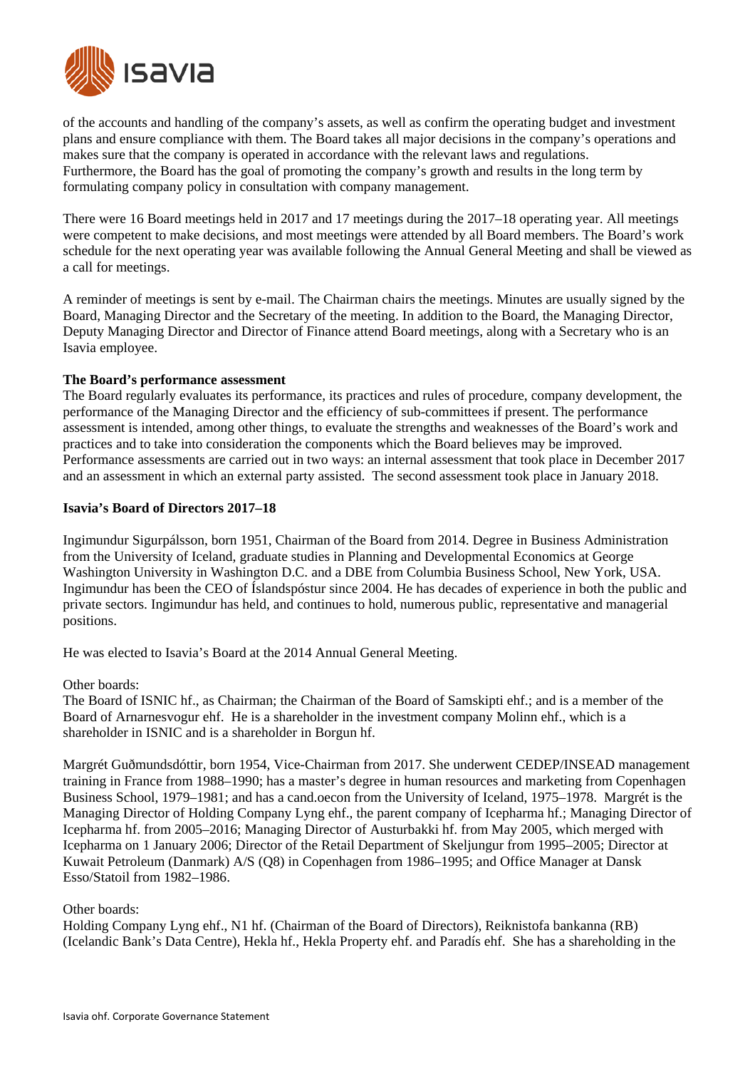of the accounts and handling of the company's assets, as well as confirm the operating budget and investment plans and ensure compliance with them. The Board takes all major decisions in the company's operations and makes sure that the company is operated in accordance with the relevant laws and regulations. Furthermore, the Board has the goal of promoting the company's growth and results in the long term by formulating company policy in consultation with company management.

There were 16 Board meetings held in 2017 and 17 meetings during the 2017–18 operating year. All meetings were competent to make decisions, and most meetings were attended by all Board members. The Board's work schedule for the next operating year was available following the Annual General Meeting and shall be viewed as a call for meetings.

A reminder of meetings is sent by e-mail. The Chairman chairs the meetings. Minutes are usually signed by the Board, Managing Director and the Secretary of the meeting. In addition to the Board, the Managing Director, Deputy Managing Director and Director of Finance attend Board meetings, along with a Secretary who is an Isavia employee.

**The Board's performance assessment**

The Board regularly evaluates its performance, its practices and rules of procedure, company development, the performance of the Managing Director and the efficiency of sub-committees if present. The performance assessment is intended, among other things, to evaluate the strengths and weaknesses of the Board's work and practices and to take into consideration the components which the Board believes may be improved. Performance assessments are carried out in two ways: an internal assessment that took place in December 2017 and an assessment in which an external party assisted. The second assessment took place in January 2018.

**Isavia's Board of Directors 2017–18**

Ingimundur Sigurpálsson, born 1951, Chairman of the Board from 2014. Degree in Business Administration from the University of Iceland, graduate studies in Planning and Developmental Economics at George Washington University in Washington D.C. and a DBE from Columbia Business School, New York, USA. Ingimundur has been the CEO of Íslandspóstur since 2004. He has decades of experience in both the public and private sectors. Ingimundur has held, and continues to hold, numerous public, representative and managerial positions.

He was elected to Isavia's Board at the 2014 Annual General Meeting.

Other boards:
The Board of ISNIC hf., as Chairman; the Chairman of the Board of Samskipti ehf.; and is a member of the Board of Arnarnesvogur ehf. He is a shareholder in the investment company Molinn ehf., which is a shareholder in ISNIC and is a shareholder in Borgun hf.

Margrét Guðmundsdóttir, born 1954, Vice-Chairman from 2017. She underwent CEDEP/INSEAD management training in France from 1988–1990; has a master's degree in human resources and marketing from Copenhagen Business School, 1979–1981; and has a cand.oecon from the University of Iceland, 1975–1978. Margrét is the Managing Director of Holding Company Lyng ehf., the parent company of Icepharma hf.; Managing Director of Icepharma hf. from 2005–2016; Managing Director of Austurbakki hf. from May 2005, which merged with Icepharma on 1 January 2006; Director of the Retail Department of Skeljungur from 1995–2005; Director at Kuwait Petroleum (Danmark) A/S (Q8) in Copenhagen from 1986–1995; and Office Manager at Dansk Esso/Statoil from 1982–1986.

Other boards:
Holding Company Lyng ehf., N1 hf. (Chairman of the Board of Directors), Reiknistofa bankanna (RB) (Icelandic Bank's Data Centre), Hekla hf., Hekla Property ehf. and Paradís ehf. She has a shareholding in the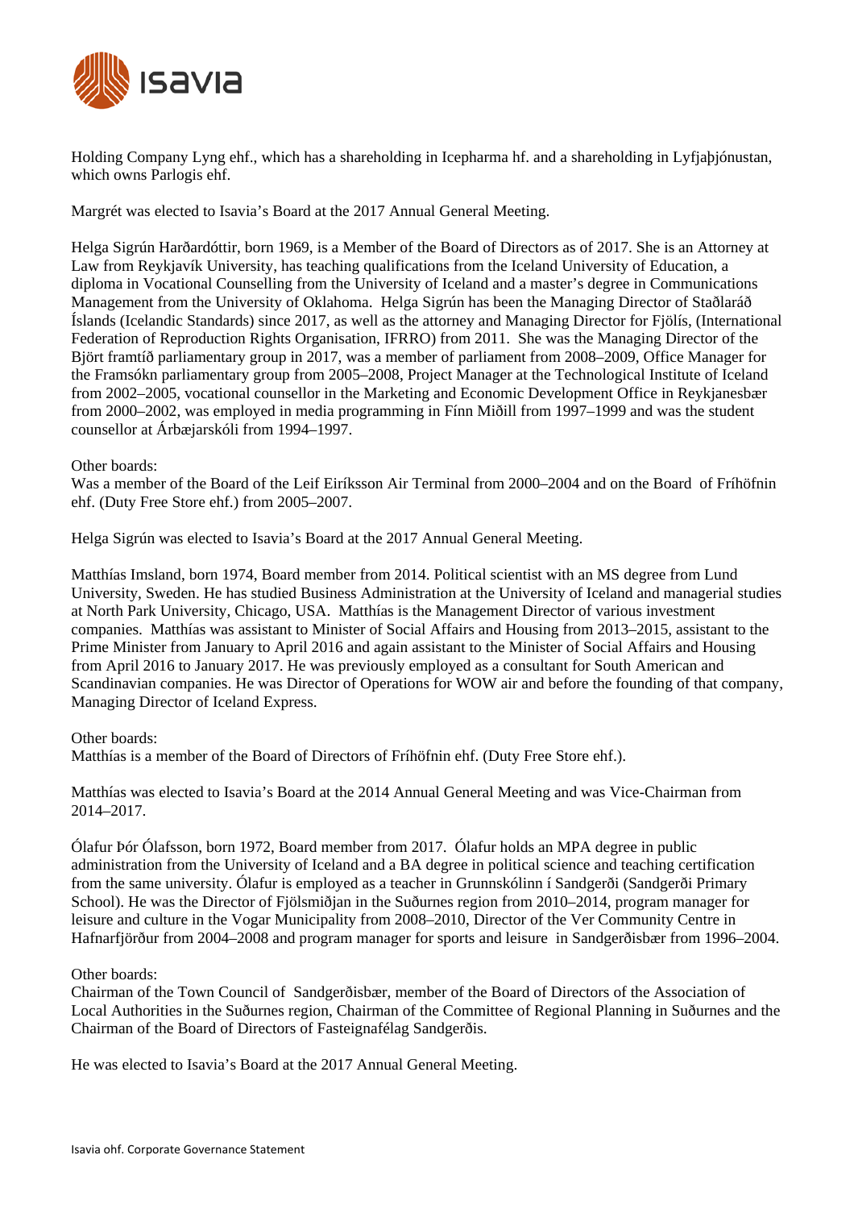Holding Company Lyng ehf., which has a shareholding in Icepharma hf. and a shareholding in Lyfjaþjónustan, which owns Parlogis ehf.

Margrét was elected to Isavia's Board at the 2017 Annual General Meeting.

Helga Sigrún Harðardóttir, born 1969, is a Member of the Board of Directors as of 2017. She is an Attorney at Law from Reykjavík University, has teaching qualifications from the Iceland University of Education, a diploma in Vocational Counselling from the University of Iceland and a master's degree in Communications Management from the University of Oklahoma. Helga Sigrún has been the Managing Director of Staðlaráð Íslands (Icelandic Standards) since 2017, as well as the attorney and Managing Director for Fjölís, (International Federation of Reproduction Rights Organisation, IFRRO) from 2011. She was the Managing Director of the Björt framtíð parliamentary group in 2017, was a member of parliament from 2008–2009, Office Manager for the Framsókn parliamentary group from 2005–2008, Project Manager at the Technological Institute of Iceland from 2002–2005, vocational counsellor in the Marketing and Economic Development Office in Reykjanesbær from 2000–2002, was employed in media programming in Fínn Miðill from 1997–1999 and was the student counsellor at Árbæjarskóli from 1994–1997.

Other boards:
Was a member of the Board of the Leif Eiríksson Air Terminal from 2000–2004 and on the Board of Fríhöfnin ehf. (Duty Free Store ehf.) from 2005–2007.

Helga Sigrún was elected to Isavia's Board at the 2017 Annual General Meeting.

Matthías Imsland, born 1974, Board member from 2014. Political scientist with an MS degree from Lund University, Sweden. He has studied Business Administration at the University of Iceland and managerial studies at North Park University, Chicago, USA. Matthías is the Management Director of various investment companies. Matthías was assistant to Minister of Social Affairs and Housing from 2013–2015, assistant to the Prime Minister from January to April 2016 and again assistant to the Minister of Social Affairs and Housing from April 2016 to January 2017. He was previously employed as a consultant for South American and Scandinavian companies. He was Director of Operations for WOW air and before the founding of that company, Managing Director of Iceland Express.

Other boards:
Matthías is a member of the Board of Directors of Fríhöfnin ehf. (Duty Free Store ehf.).

Matthías was elected to Isavia's Board at the 2014 Annual General Meeting and was Vice-Chairman from 2014–2017.

Ólafur Þór Ólafsson, born 1972, Board member from 2017. Ólafur holds an MPA degree in public administration from the University of Iceland and a BA degree in political science and teaching certification from the same university. Ólafur is employed as a teacher in Grunnskólinn í Sandgerði (Sandgerði Primary School). He was the Director of Fjölsmiðjan in the Suðurnes region from 2010–2014, program manager for leisure and culture in the Vogar Municipality from 2008–2010, Director of the Ver Community Centre in Hafnarfjörður from 2004–2008 and program manager for sports and leisure in Sandgerðisbær from 1996–2004.

Other boards:
Chairman of the Town Council of Sandgerðisbær, member of the Board of Directors of the Association of Local Authorities in the Suðurnes region, Chairman of the Committee of Regional Planning in Suðurnes and the Chairman of the Board of Directors of Fasteignafélag Sandgerðis.

He was elected to Isavia's Board at the 2017 Annual General Meeting.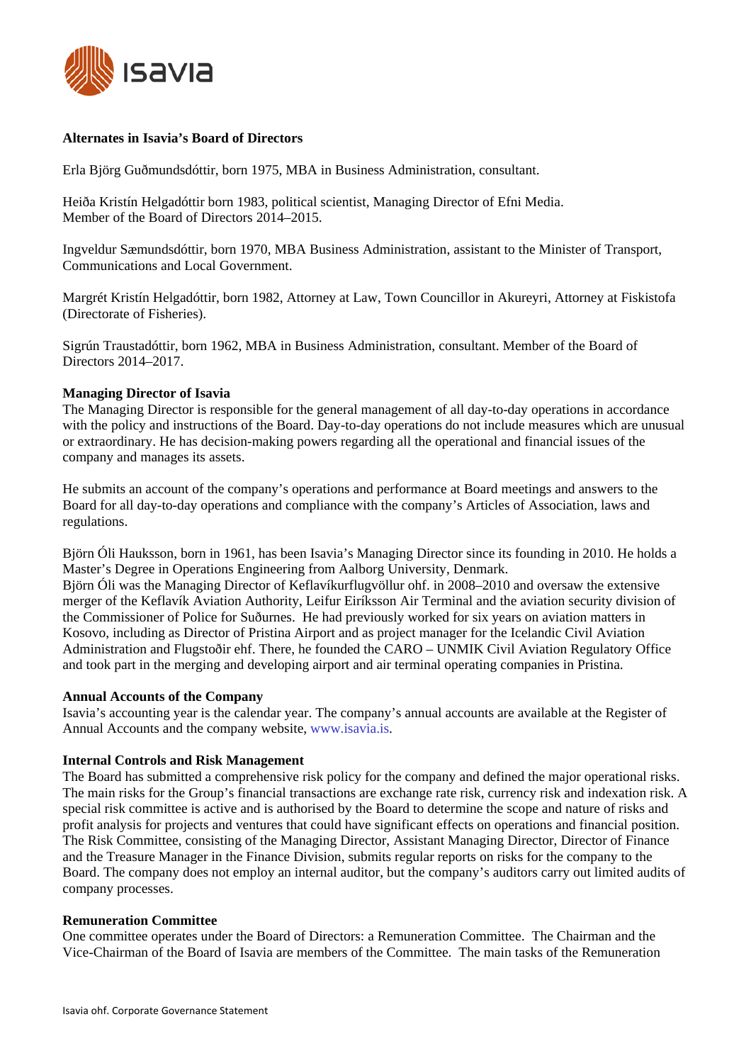**Alternates in Isavia's Board of Directors**

Erla Björg Guðmundsdóttir, born 1975, MBA in Business Administration, consultant.

Heiða Kristín Helgadóttir born 1983, political scientist, Managing Director of Efni Media.
Member of the Board of Directors 2014–2015.

Ingveldur Sæmundsdóttir, born 1970, MBA Business Administration, assistant to the Minister of Transport, Communications and Local Government.

Margrét Kristín Helgadóttir, born 1982, Attorney at Law, Town Councillor in Akureyri, Attorney at Fiskistofa (Directorate of Fisheries).

Sigrún Traustadóttir, born 1962, MBA in Business Administration, consultant. Member of the Board of Directors 2014–2017.

**Managing Director of Isavia**

The Managing Director is responsible for the general management of all day-to-day operations in accordance with the policy and instructions of the Board. Day-to-day operations do not include measures which are unusual or extraordinary. He has decision-making powers regarding all the operational and financial issues of the company and manages its assets.

He submits an account of the company's operations and performance at Board meetings and answers to the Board for all day-to-day operations and compliance with the company's Articles of Association, laws and regulations.

Björn Óli Hauksson, born in 1961, has been Isavia's Managing Director since its founding in 2010. He holds a Master's Degree in Operations Engineering from Aalborg University, Denmark.
Björn Óli was the Managing Director of Keflavíkurflugvöllur ohf. in 2008–2010 and oversaw the extensive merger of the Keflavík Aviation Authority, Leifur Eiríksson Air Terminal and the aviation security division of the Commissioner of Police for Suðurnes. He had previously worked for six years on aviation matters in Kosovo, including as Director of Pristina Airport and as project manager for the Icelandic Civil Aviation Administration and Flugstoðir ehf. There, he founded the CARO – UNMIK Civil Aviation Regulatory Office and took part in the merging and developing airport and air terminal operating companies in Pristina.

**Annual Accounts of the Company**

Isavia's accounting year is the calendar year. The company's annual accounts are available at the Register of Annual Accounts and the company website, www.isavia.is.

**Internal Controls and Risk Management**

The Board has submitted a comprehensive risk policy for the company and defined the major operational risks. The main risks for the Group's financial transactions are exchange rate risk, currency risk and indexation risk. A special risk committee is active and is authorised by the Board to determine the scope and nature of risks and profit analysis for projects and ventures that could have significant effects on operations and financial position. The Risk Committee, consisting of the Managing Director, Assistant Managing Director, Director of Finance and the Treasure Manager in the Finance Division, submits regular reports on risks for the company to the Board. The company does not employ an internal auditor, but the company's auditors carry out limited audits of company processes.

**Remuneration Committee**

One committee operates under the Board of Directors: a Remuneration Committee. The Chairman and the Vice-Chairman of the Board of Isavia are members of the Committee. The main tasks of the Remuneration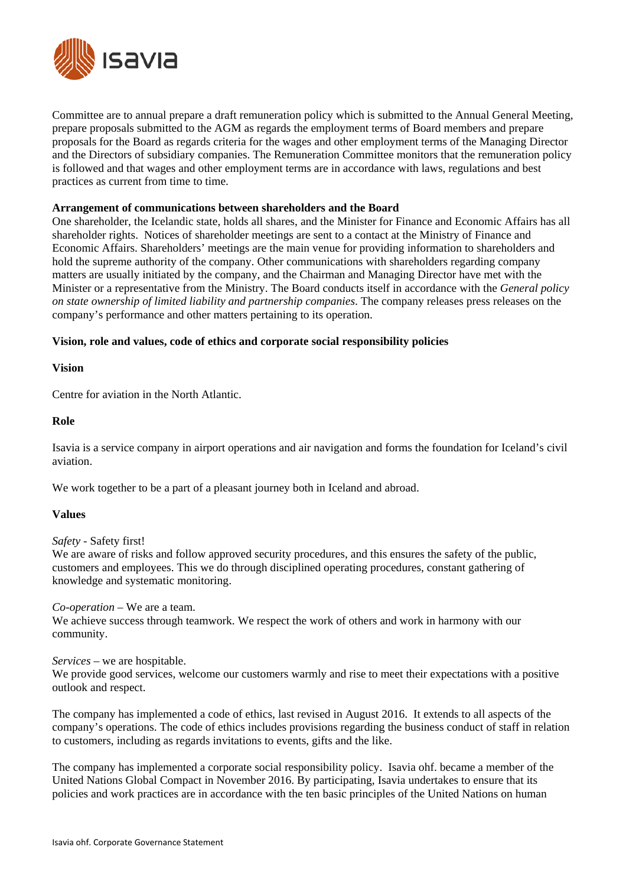Committee are to annual prepare a draft remuneration policy which is submitted to the Annual General Meeting, prepare proposals submitted to the AGM as regards the employment terms of Board members and prepare proposals for the Board as regards criteria for the wages and other employment terms of the Managing Director and the Directors of subsidiary companies. The Remuneration Committee monitors that the remuneration policy is followed and that wages and other employment terms are in accordance with laws, regulations and best practices as current from time to time.

**Arrangement of communications between shareholders and the Board**

One shareholder, the Icelandic state, holds all shares, and the Minister for Finance and Economic Affairs has all shareholder rights. Notices of shareholder meetings are sent to a contact at the Ministry of Finance and Economic Affairs. Shareholders' meetings are the main venue for providing information to shareholders and hold the supreme authority of the company. Other communications with shareholders regarding company matters are usually initiated by the company, and the Chairman and Managing Director have met with the Minister or a representative from the Ministry. The Board conducts itself in accordance with the *General policy on state ownership of limited liability and partnership companies*. The company releases press releases on the company's performance and other matters pertaining to its operation.

**Vision, role and values, code of ethics and corporate social responsibility policies**

**Vision**

Centre for aviation in the North Atlantic.

**Role**

Isavia is a service company in airport operations and air navigation and forms the foundation for Iceland's civil aviation.

We work together to be a part of a pleasant journey both in Iceland and abroad.

**Values**

*Safety* - Safety first!
We are aware of risks and follow approved security procedures, and this ensures the safety of the public, customers and employees. This we do through disciplined operating procedures, constant gathering of knowledge and systematic monitoring.

*Co-operation* – We are a team.
We achieve success through teamwork. We respect the work of others and work in harmony with our community.

*Services* – we are hospitable.
We provide good services, welcome our customers warmly and rise to meet their expectations with a positive outlook and respect.

The company has implemented a code of ethics, last revised in August 2016. It extends to all aspects of the company's operations. The code of ethics includes provisions regarding the business conduct of staff in relation to customers, including as regards invitations to events, gifts and the like.

The company has implemented a corporate social responsibility policy. Isavia ohf. became a member of the United Nations Global Compact in November 2016. By participating, Isavia undertakes to ensure that its policies and work practices are in accordance with the ten basic principles of the United Nations on human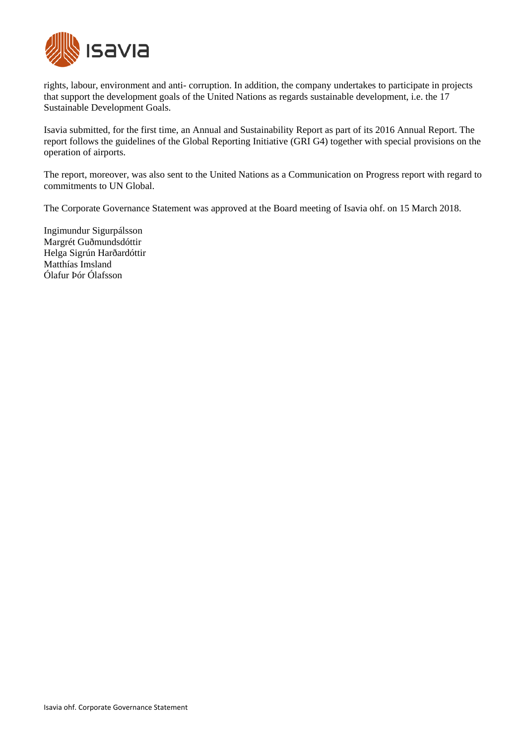rights, labour, environment and anti- corruption. In addition, the company undertakes to participate in projects that support the development goals of the United Nations as regards sustainable development, i.e. the 17 Sustainable Development Goals.

Isavia submitted, for the first time, an Annual and Sustainability Report as part of its 2016 Annual Report. The report follows the guidelines of the Global Reporting Initiative (GRI G4) together with special provisions on the operation of airports.

The report, moreover, was also sent to the United Nations as a Communication on Progress report with regard to commitments to UN Global.

The Corporate Governance Statement was approved at the Board meeting of Isavia ohf. on 15 March 2018.

Ingimundur Sigurpálsson
Margrét Guðmundsdóttir
Helga Sigrún Harðardóttir
Matthías Imsland
Ólafur Þór Ólafsson